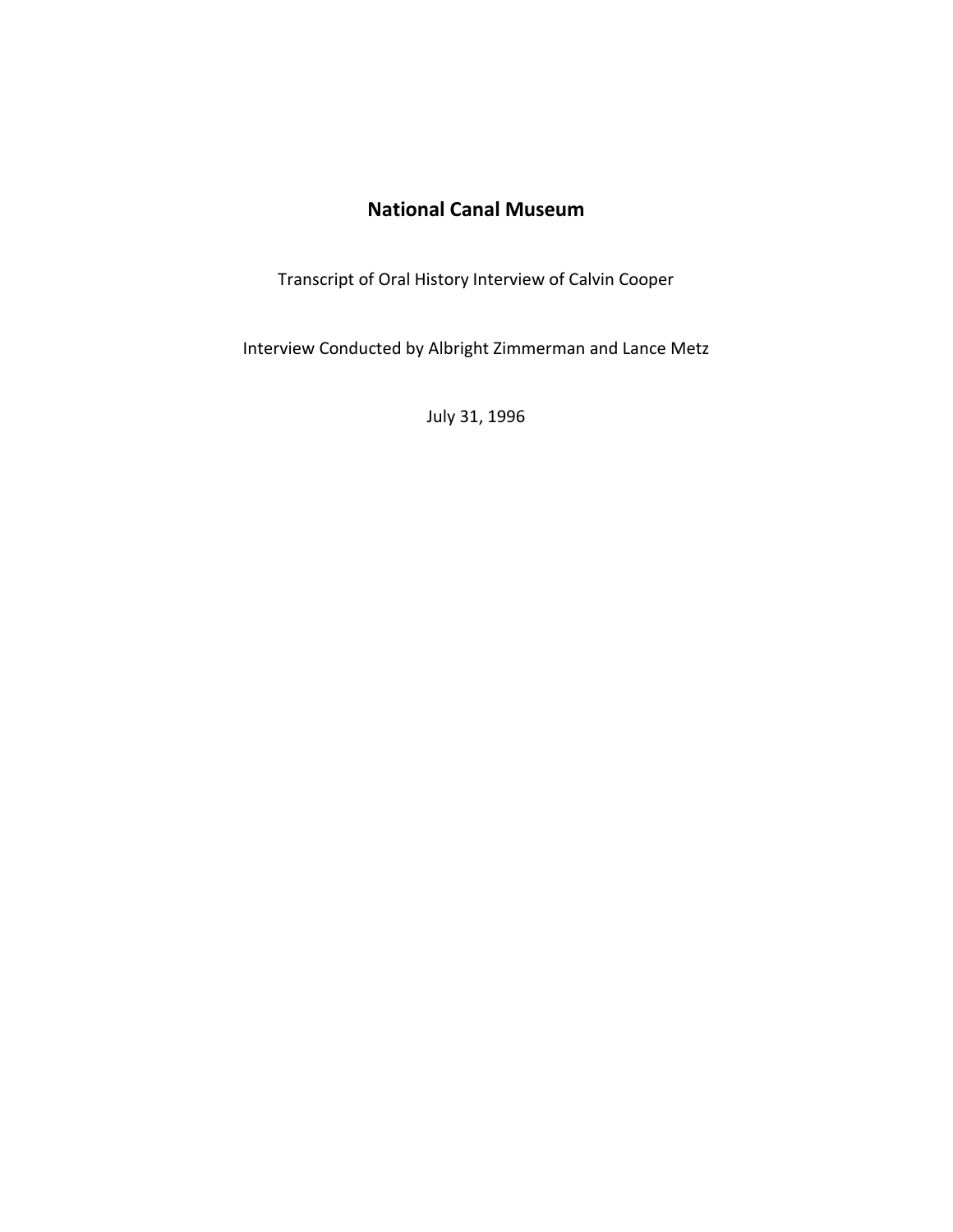# National Canal Museum

Transcript of Oral History Interview of Calvin Cooper

Interview Conducted by Albright Zimmerman and Lance Metz

July 31, 1996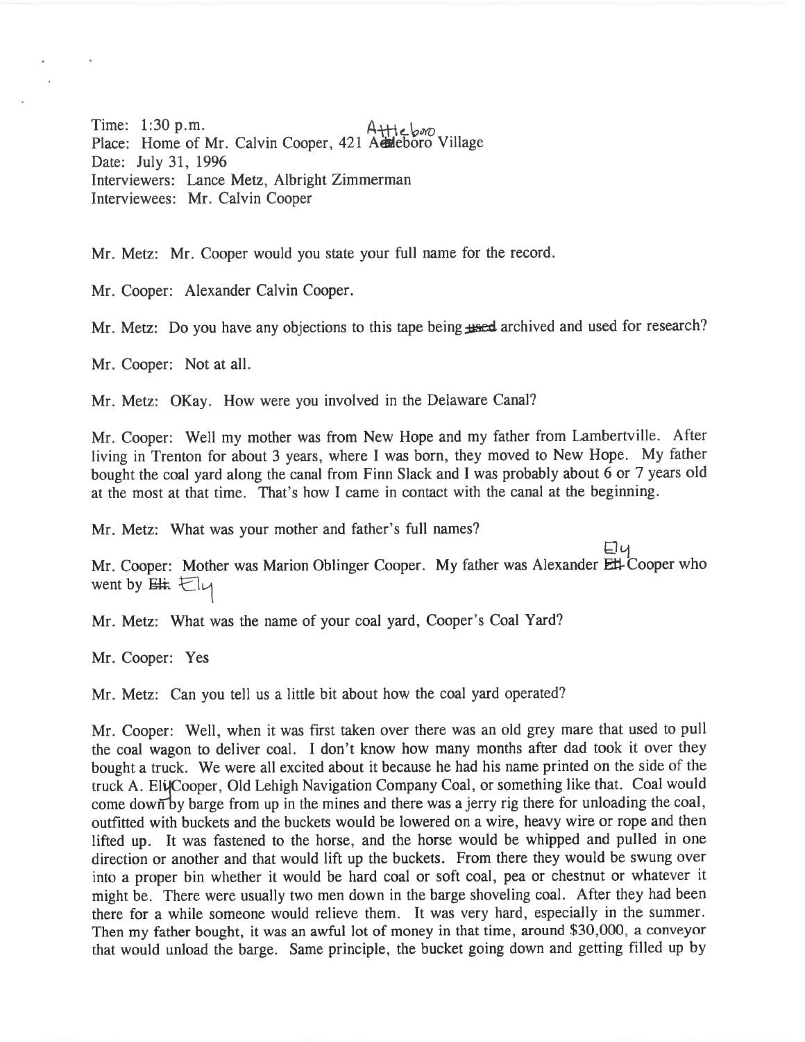Time: 1:30 p.m.
Place: Home of Mr. Calvin Cooper, 421 Attleboro Village
Date: July 31, 1996
Interviewers: Lance Metz, Albright Zimmerman
Interviewees: Mr. Calvin Cooper

Mr. Metz: Mr. Cooper would you state your full name for the record.

Mr. Cooper: Alexander Calvin Cooper.

Mr. Metz: Do you have any objections to this tape being archived and used for research?

Mr. Cooper: Not at all.

Mr. Metz: OKay. How were you involved in the Delaware Canal?

Mr. Cooper: Well my mother was from New Hope and my father from Lambertville. After living in Trenton for about 3 years, where I was born, they moved to New Hope. My father bought the coal yard along the canal from Finn Slack and I was probably about 6 or 7 years old at the most at that time. That's how I came in contact with the canal at the beginning.

Mr. Metz: What was your mother and father's full names?

Mr. Cooper: Mother was Marion Oblinger Cooper. My father was Alexander Ely Cooper who went by Ely.

Mr. Metz: What was the name of your coal yard, Cooper's Coal Yard?

Mr. Cooper: Yes

Mr. Metz: Can you tell us a little bit about how the coal yard operated?

Mr. Cooper: Well, when it was first taken over there was an old grey mare that used to pull the coal wagon to deliver coal. I don't know how many months after dad took it over they bought a truck. We were all excited about it because he had his name printed on the side of the truck A. Ely Cooper, Old Lehigh Navigation Company Coal, or something like that. Coal would come down by barge from up in the mines and there was a jerry rig there for unloading the coal, outfitted with buckets and the buckets would be lowered on a wire, heavy wire or rope and then lifted up. It was fastened to the horse, and the horse would be whipped and pulled in one direction or another and that would lift up the buckets. From there they would be swung over into a proper bin whether it would be hard coal or soft coal, pea or chestnut or whatever it might be. There were usually two men down in the barge shoveling coal. After they had been there for a while someone would relieve them. It was very hard, especially in the summer. Then my father bought, it was an awful lot of money in that time, around $30,000, a conveyor that would unload the barge. Same principle, the bucket going down and getting filled up by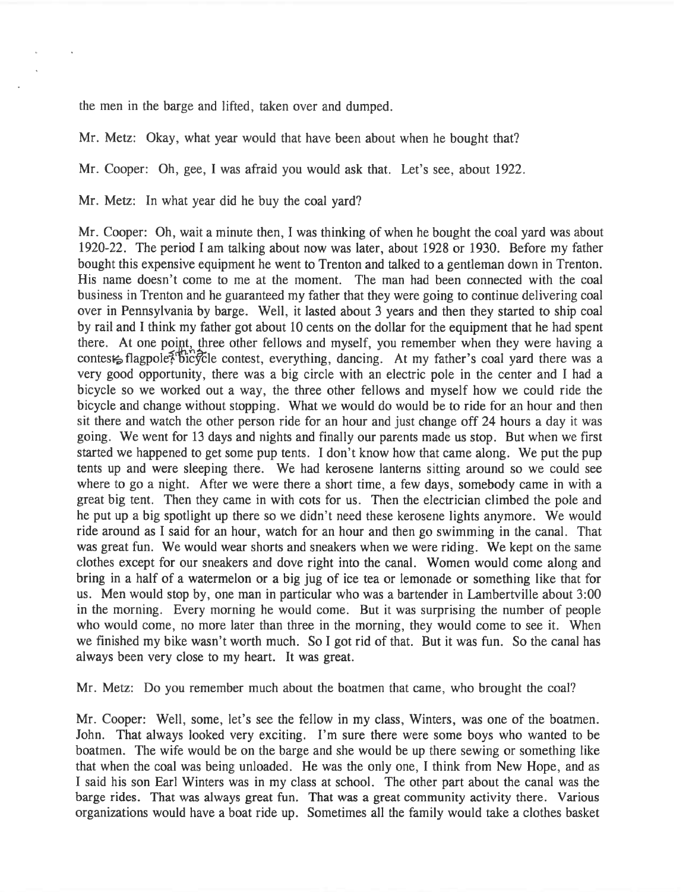the men in the barge and lifted, taken over and dumped.

Mr. Metz: Okay, what year would that have been about when he bought that?

Mr. Cooper: Oh, gee, I was afraid you would ask that. Let's see, about 1922.

Mr. Metz: In what year did he buy the coal yard?

Mr. Cooper: Oh, wait a minute then, I was thinking of when he bought the coal yard was about 1920-22. The period I am talking about now was later, about 1928 or 1930. Before my father bought this expensive equipment he went to Trenton and talked to a gentleman down in Trenton. His name doesn't come to me at the moment. The man had been connected with the coal business in Trenton and he guaranteed my father that they were going to continue delivering coal over in Pennsylvania by barge. Well, it lasted about 3 years and then they started to ship coal by rail and I think my father got about 10 cents on the dollar for the equipment that he had spent there. At one point, three other fellows and myself, you remember when they were having a contest, flagpole sitting, bicycle contest, everything, dancing. At my father's coal yard there was a very good opportunity, there was a big circle with an electric pole in the center and I had a bicycle so we worked out a way, the three other fellows and myself how we could ride the bicycle and change without stopping. What we would do would be to ride for an hour and then sit there and watch the other person ride for an hour and just change off 24 hours a day it was going. We went for 13 days and nights and finally our parents made us stop. But when we first started we happened to get some pup tents. I don't know how that came along. We put the pup tents up and were sleeping there. We had kerosene lanterns sitting around so we could see where to go a night. After we were there a short time, a few days, somebody came in with a great big tent. Then they came in with cots for us. Then the electrician climbed the pole and he put up a big spotlight up there so we didn't need these kerosene lights anymore. We would ride around as I said for an hour, watch for an hour and then go swimming in the canal. That was great fun. We would wear shorts and sneakers when we were riding. We kept on the same clothes except for our sneakers and dove right into the canal. Women would come along and bring in a half of a watermelon or a big jug of ice tea or lemonade or something like that for us. Men would stop by, one man in particular who was a bartender in Lambertville about 3:00 in the morning. Every morning he would come. But it was surprising the number of people who would come, no more later than three in the morning, they would come to see it. When we finished my bike wasn't worth much. So I got rid of that. But it was fun. So the canal has always been very close to my heart. It was great.

Mr. Metz: Do you remember much about the boatmen that came, who brought the coal?

Mr. Cooper: Well, some, let's see the fellow in my class, Winters, was one of the boatmen. John. That always looked very exciting. I'm sure there were some boys who wanted to be boatmen. The wife would be on the barge and she would be up there sewing or something like that when the coal was being unloaded. He was the only one, I think from New Hope, and as I said his son Earl Winters was in my class at school. The other part about the canal was the barge rides. That was always great fun. That was a great community activity there. Various organizations would have a boat ride up. Sometimes all the family would take a clothes basket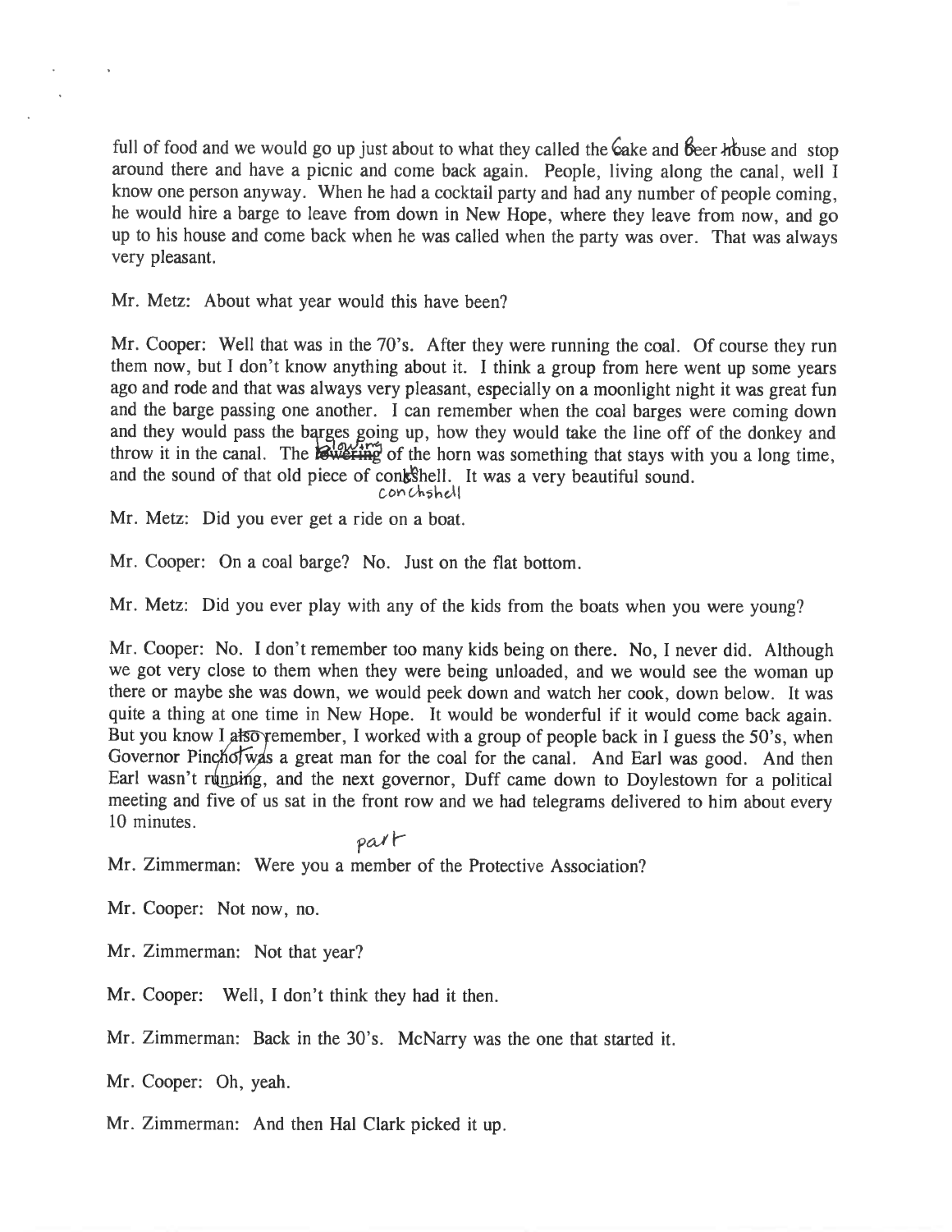full of food and we would go up just about to what they called the Cake and Beer House and stop around there and have a picnic and come back again. People, living along the canal, well I know one person anyway. When he had a cocktail party and had any number of people coming, he would hire a barge to leave from down in New Hope, where they leave from now, and go up to his house and come back when he was called when the party was over. That was always very pleasant.

Mr. Metz: About what year would this have been?

Mr. Cooper: Well that was in the 70's. After they were running the coal. Of course they run them now, but I don't know anything about it. I think a group from here went up some years ago and rode and that was always very pleasant, especially on a moonlight night it was great fun and the barge passing one another. I can remember when the coal barges were coming down and they would pass the barges going up, how they would take the line off of the donkey and throw it in the canal. The blowing of the horn was something that stays with you a long time, and the sound of that old piece of conchshell. It was a very beautiful sound.

Mr. Metz: Did you ever get a ride on a boat.

Mr. Cooper: On a coal barge? No. Just on the flat bottom.

Mr. Metz: Did you ever play with any of the kids from the boats when you were young?

Mr. Cooper: No. I don't remember too many kids being on there. No, I never did. Although we got very close to them when they were being unloaded, and we would see the woman up there or maybe she was down, we would peek down and watch her cook, down below. It was quite a thing at one time in New Hope. It would be wonderful if it would come back again. But you know I remember, I worked with a group of people back in I guess the 50's, when Governor Pinchot was a great man for the coal for the canal. And Earl was good. And then Earl wasn't running, and the next governor, Duff came down to Doylestown for a political meeting and five of us sat in the front row and we had telegrams delivered to him about every 10 minutes.

Mr. Zimmerman: Were you a member of the Protective Association?

Mr. Cooper: Not now, no.

Mr. Zimmerman: Not that year?

Mr. Cooper: Well, I don't think they had it then.

Mr. Zimmerman: Back in the 30's. McNarry was the one that started it.

Mr. Cooper: Oh, yeah.

Mr. Zimmerman: And then Hal Clark picked it up.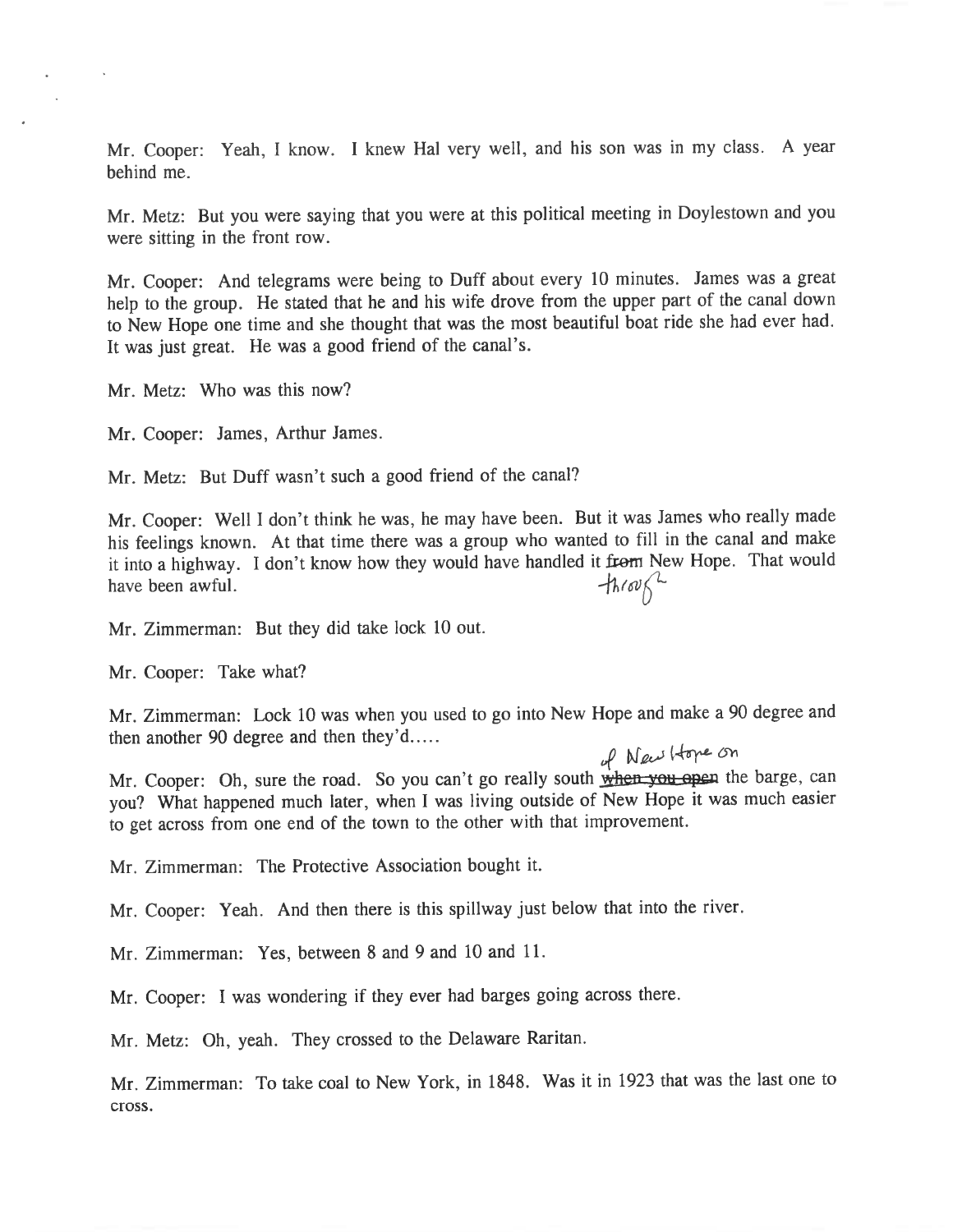Mr. Cooper: Yeah, I know. I knew Hal very well, and his son was in my class. A year behind me.

Mr. Metz: But you were saying that you were at this political meeting in Doylestown and you were sitting in the front row.

Mr. Cooper: And telegrams were being to Duff about every 10 minutes. James was a great help to the group. He stated that he and his wife drove from the upper part of the canal down to New Hope one time and she thought that was the most beautiful boat ride she had ever had. It was just great. He was a good friend of the canal's.

Mr. Metz: Who was this now?

Mr. Cooper: James, Arthur James.

Mr. Metz: But Duff wasn't such a good friend of the canal?

Mr. Cooper: Well I don't think he was, he may have been. But it was James who really made his feelings known. At that time there was a group who wanted to fill in the canal and make it into a highway. I don't know how they would have handled it ~~from~~ through New Hope. That would have been awful.

Mr. Zimmerman: But they did take lock 10 out.

Mr. Cooper: Take what?

Mr. Zimmerman: Lock 10 was when you used to go into New Hope and make a 90 degree and then another 90 degree and then they'd.....

Mr. Cooper: Oh, sure the road. So you can't go really south ~~when you open~~ of New Hope on the barge, can you? What happened much later, when I was living outside of New Hope it was much easier to get across from one end of the town to the other with that improvement.

Mr. Zimmerman: The Protective Association bought it.

Mr. Cooper: Yeah. And then there is this spillway just below that into the river.

Mr. Zimmerman: Yes, between 8 and 9 and 10 and 11.

Mr. Cooper: I was wondering if they ever had barges going across there.

Mr. Metz: Oh, yeah. They crossed to the Delaware Raritan.

Mr. Zimmerman: To take coal to New York, in 1848. Was it in 1923 that was the last one to cross.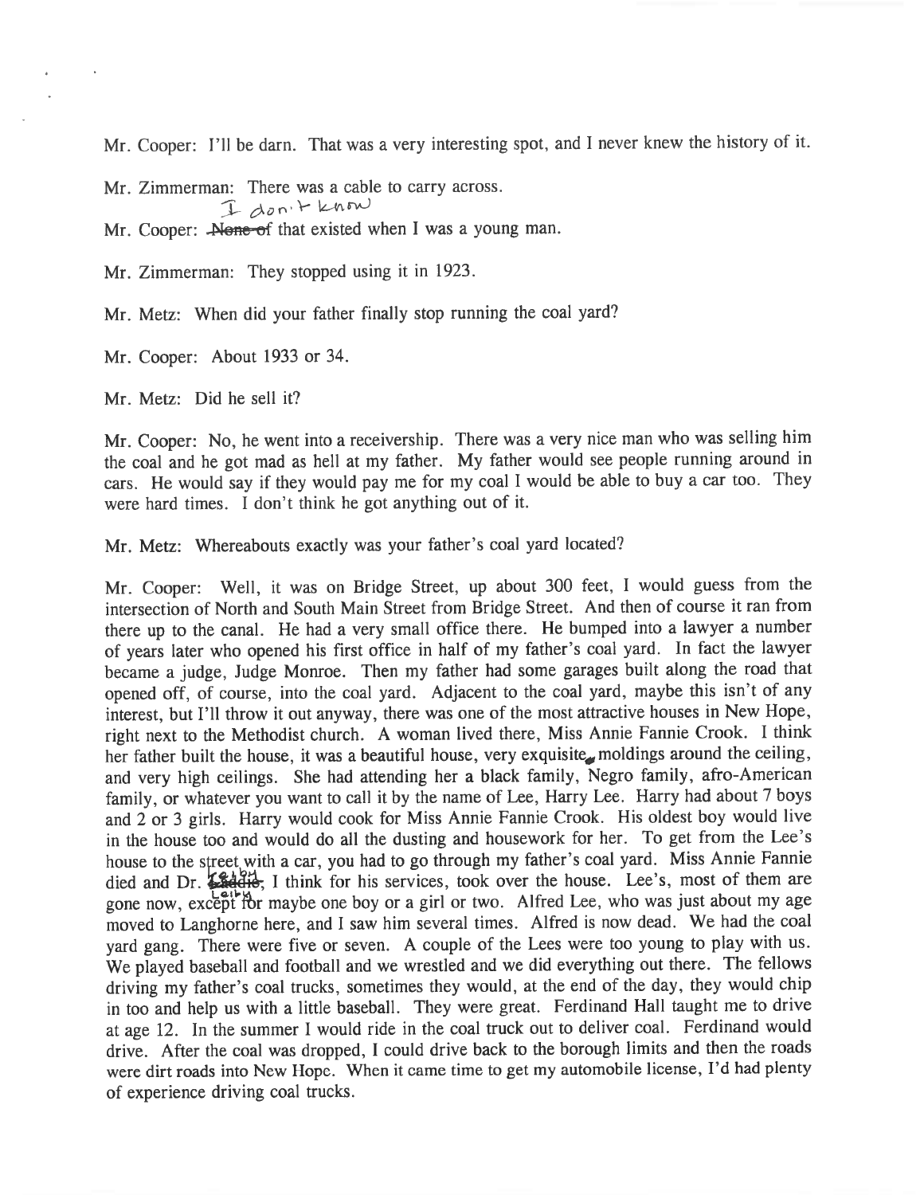Mr. Cooper: I'll be darn. That was a very interesting spot, and I never knew the history of it.

Mr. Zimmerman: There was a cable to carry across.

Mr. Cooper: I don't know that existed when I was a young man.

Mr. Zimmerman: They stopped using it in 1923.

Mr. Metz: When did your father finally stop running the coal yard?

Mr. Cooper: About 1933 or 34.

Mr. Metz: Did he sell it?

Mr. Cooper: No, he went into a receivership. There was a very nice man who was selling him the coal and he got mad as hell at my father. My father would see people running around in cars. He would say if they would pay me for my coal I would be able to buy a car too. They were hard times. I don't think he got anything out of it.

Mr. Metz: Whereabouts exactly was your father's coal yard located?

Mr. Cooper: Well, it was on Bridge Street, up about 300 feet, I would guess from the intersection of North and South Main Street from Bridge Street. And then of course it ran from there up to the canal. He had a very small office there. He bumped into a lawyer a number of years later who opened his first office in half of my father's coal yard. In fact the lawyer became a judge, Judge Monroe. Then my father had some garages built along the road that opened off, of course, into the coal yard. Adjacent to the coal yard, maybe this isn't of any interest, but I'll throw it out anyway, there was one of the most attractive houses in New Hope, right next to the Methodist church. A woman lived there, Miss Annie Fannie Crook. I think her father built the house, it was a beautiful house, very exquisite, moldings around the ceiling, and very high ceilings. She had attending her a black family, Negro family, afro-American family, or whatever you want to call it by the name of Lee, Harry Lee. Harry had about 7 boys and 2 or 3 girls. Harry would cook for Miss Annie Fannie Crook. His oldest boy would live in the house too and would do all the dusting and housework for her. To get from the Lee's house to the street with a car, you had to go through my father's coal yard. Miss Annie Fannie died and Dr. Leith, I think for his services, took over the house. Lee's, most of them are gone now, except for maybe one boy or a girl or two. Alfred Lee, who was just about my age moved to Langhorne here, and I saw him several times. Alfred is now dead. We had the coal yard gang. There were five or seven. A couple of the Lees were too young to play with us. We played baseball and football and we wrestled and we did everything out there. The fellows driving my father's coal trucks, sometimes they would, at the end of the day, they would chip in too and help us with a little baseball. They were great. Ferdinand Hall taught me to drive at age 12. In the summer I would ride in the coal truck out to deliver coal. Ferdinand would drive. After the coal was dropped, I could drive back to the borough limits and then the roads were dirt roads into New Hope. When it came time to get my automobile license, I'd had plenty of experience driving coal trucks.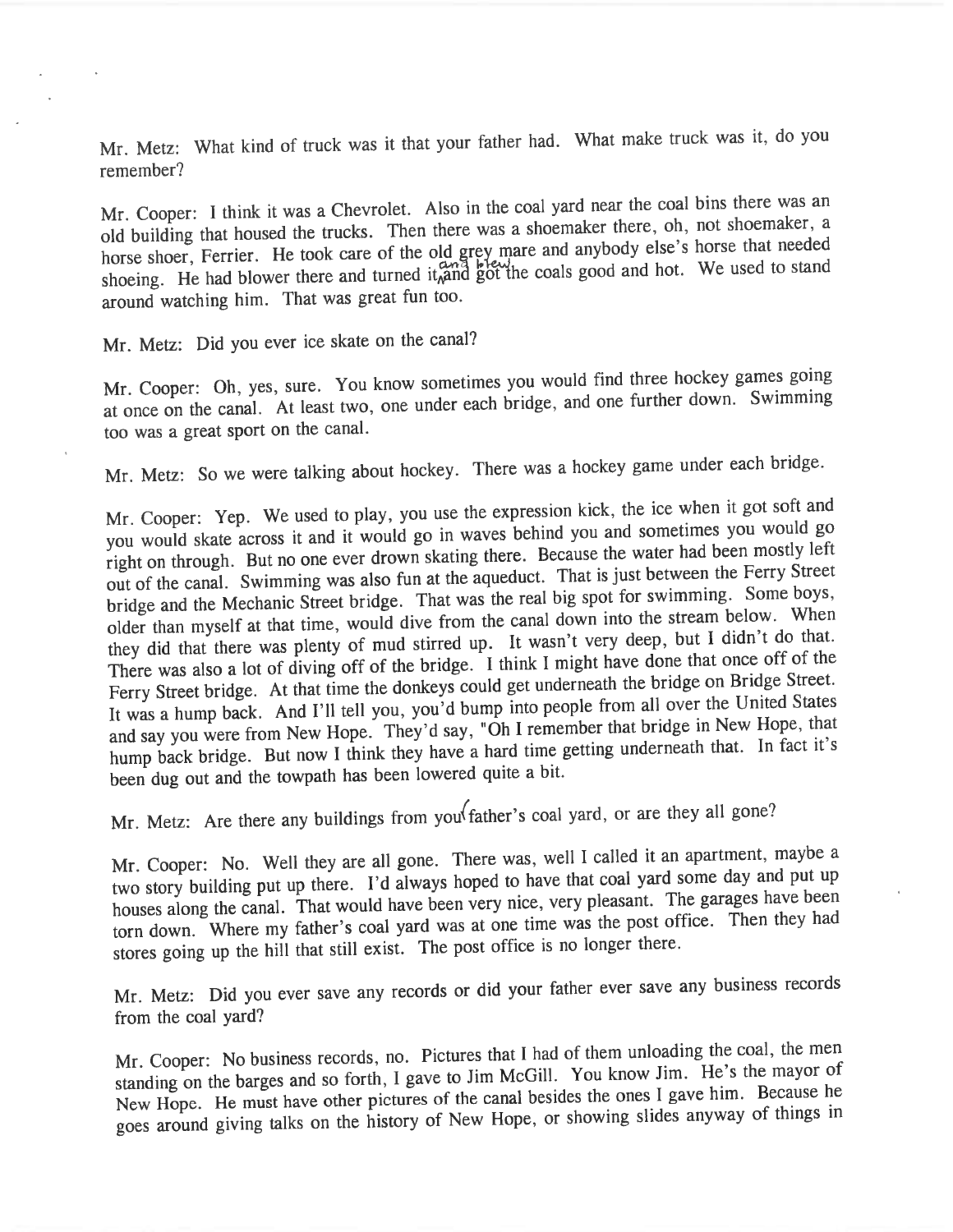Mr. Metz: What kind of truck was it that your father had. What make truck was it, do you remember?

Mr. Cooper: I think it was a Chevrolet. Also in the coal yard near the coal bins there was an old building that housed the trucks. Then there was a shoemaker there, oh, not shoemaker, a horse shoer, Ferrier. He took care of the old grey mare and anybody else's horse that needed shoeing. He had blower there and turned it and blew the coals good and hot. We used to stand around watching him. That was great fun too.

Mr. Metz: Did you ever ice skate on the canal?

Mr. Cooper: Oh, yes, sure. You know sometimes you would find three hockey games going at once on the canal. At least two, one under each bridge, and one further down. Swimming too was a great sport on the canal.

Mr. Metz: So we were talking about hockey. There was a hockey game under each bridge.

Mr. Cooper: Yep. We used to play, you use the expression kick, the ice when it got soft and you would skate across it and it would go in waves behind you and sometimes you would go right on through. But no one ever drown skating there. Because the water had been mostly left out of the canal. Swimming was also fun at the aqueduct. That is just between the Ferry Street bridge and the Mechanic Street bridge. That was the real big spot for swimming. Some boys, older than myself at that time, would dive from the canal down into the stream below. When they did that there was plenty of mud stirred up. It wasn't very deep, but I didn't do that. There was also a lot of diving off of the bridge. I think I might have done that once off of the Ferry Street bridge. At that time the donkeys could get underneath the bridge on Bridge Street. It was a hump back. And I'll tell you, you'd bump into people from all over the United States and say you were from New Hope. They'd say, "Oh I remember that bridge in New Hope, that hump back bridge. But now I think they have a hard time getting underneath that. In fact it's been dug out and the towpath has been lowered quite a bit.

Mr. Metz: Are there any buildings from your father's coal yard, or are they all gone?

Mr. Cooper: No. Well they are all gone. There was, well I called it an apartment, maybe a two story building put up there. I'd always hoped to have that coal yard some day and put up houses along the canal. That would have been very nice, very pleasant. The garages have been torn down. Where my father's coal yard was at one time was the post office. Then they had stores going up the hill that still exist. The post office is no longer there.

Mr. Metz: Did you ever save any records or did your father ever save any business records from the coal yard?

Mr. Cooper: No business records, no. Pictures that I had of them unloading the coal, the men standing on the barges and so forth, I gave to Jim McGill. You know Jim. He's the mayor of New Hope. He must have other pictures of the canal besides the ones I gave him. Because he goes around giving talks on the history of New Hope, or showing slides anyway of things in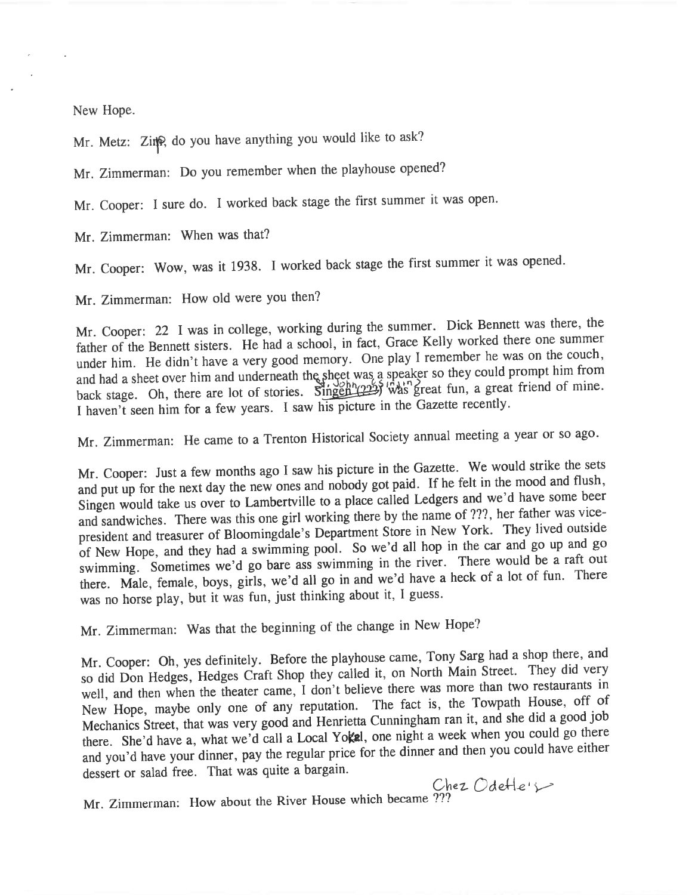New Hope.

Mr. Metz: Zipp, do you have anything you would like to ask?

Mr. Zimmerman: Do you remember when the playhouse opened?

Mr. Cooper: I sure do. I worked back stage the first summer it was open.

Mr. Zimmerman: When was that?

Mr. Cooper: Wow, was it 1938. I worked back stage the first summer it was opened.

Mr. Zimmerman: How old were you then?

Mr. Cooper: 22 I was in college, working during the summer. Dick Bennett was there, the father of the Bennett sisters. He had a school, in fact, Grace Kelly worked there one summer under him. He didn't have a very good memory. One play I remember he was on the couch, and had a sheet over him and underneath the sheet was a speaker so they could prompt him from back stage. Oh, there are lot of stories. Singen(???) [John Ssingin] was great fun, a great friend of mine. I haven't seen him for a few years. I saw his picture in the Gazette recently.

Mr. Zimmerman: He came to a Trenton Historical Society annual meeting a year or so ago.

Mr. Cooper: Just a few months ago I saw his picture in the Gazette. We would strike the sets and put up for the next day the new ones and nobody got paid. If he felt in the mood and flush, Singen would take us over to Lambertville to a place called Ledgers and we'd have some beer and sandwiches. There was this one girl working there by the name of ???, her father was vice-president and treasurer of Bloomingdale's Department Store in New York. They lived outside of New Hope, and they had a swimming pool. So we'd all hop in the car and go up and go swimming. Sometimes we'd go bare ass swimming in the river. There would be a raft out there. Male, female, boys, girls, we'd all go in and we'd have a heck of a lot of fun. There was no horse play, but it was fun, just thinking about it, I guess.

Mr. Zimmerman: Was that the beginning of the change in New Hope?

Mr. Cooper: Oh, yes definitely. Before the playhouse came, Tony Sarg had a shop there, and so did Don Hedges, Hedges Craft Shop they called it, on North Main Street. They did very well, and then when the theater came, I don't believe there was more than two restaurants in New Hope, maybe only one of any reputation. The fact is, the Towpath House, off of Mechanics Street, that was very good and Henrietta Cunningham ran it, and she did a good job there. She'd have a, what we'd call a Local Yokel, one night a week when you could go there and you'd have your dinner, pay the regular price for the dinner and then you could have either dessert or salad free. That was quite a bargain.

Mr. Zimmerman: How about the River House which became ??? [Chez Odette's]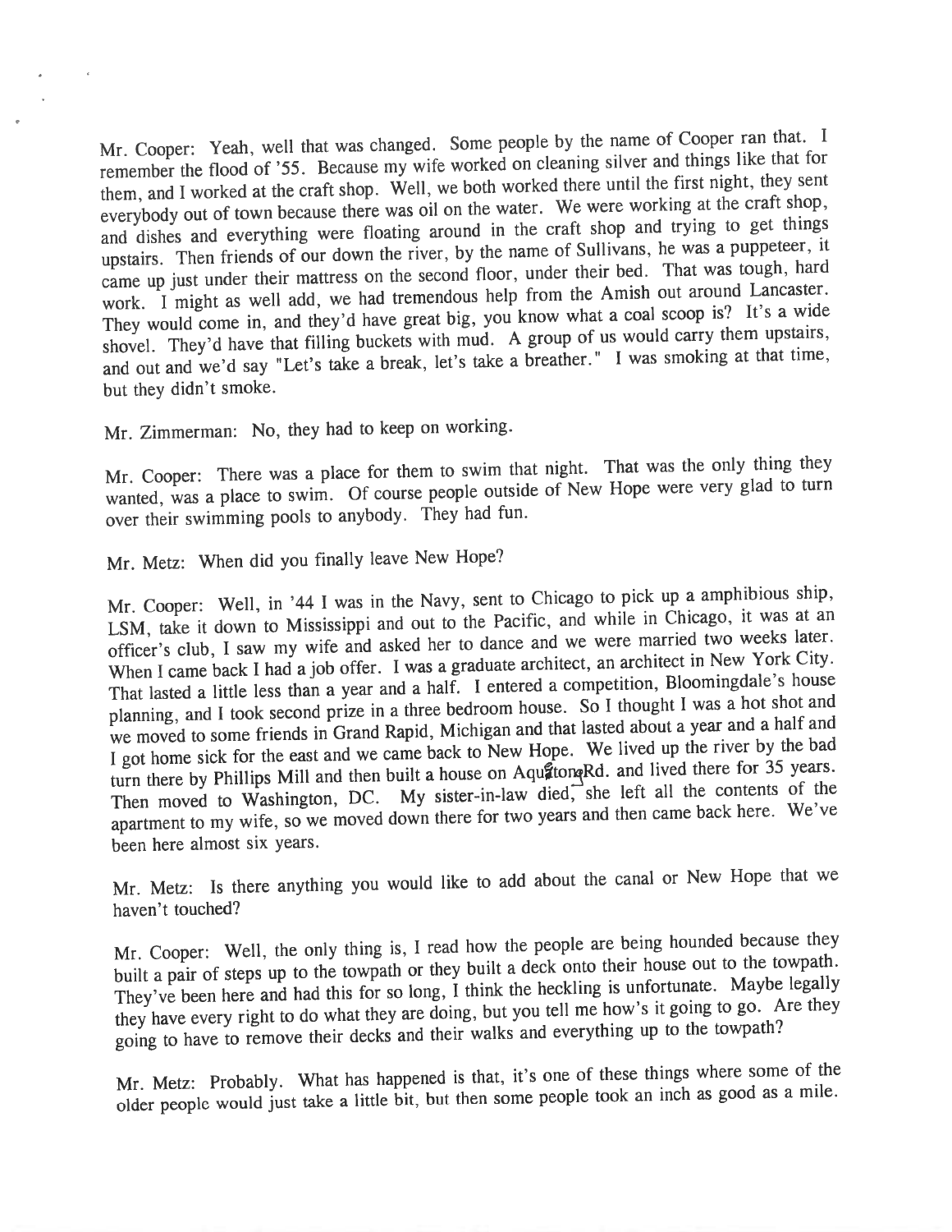Mr. Cooper: Yeah, well that was changed. Some people by the name of Cooper ran that. I remember the flood of '55. Because my wife worked on cleaning silver and things like that for them, and I worked at the craft shop. Well, we both worked there until the first night, they sent everybody out of town because there was oil on the water. We were working at the craft shop, and dishes and everything were floating around in the craft shop and trying to get things upstairs. Then friends of our down the river, by the name of Sullivans, he was a puppeteer, it came up just under their mattress on the second floor, under their bed. That was tough, hard work. I might as well add, we had tremendous help from the Amish out around Lancaster. They would come in, and they'd have great big, you know what a coal scoop is? It's a wide shovel. They'd have that filling buckets with mud. A group of us would carry them upstairs, and out and we'd say "Let's take a break, let's take a breather." I was smoking at that time, but they didn't smoke.

Mr. Zimmerman: No, they had to keep on working.

Mr. Cooper: There was a place for them to swim that night. That was the only thing they wanted, was a place to swim. Of course people outside of New Hope were very glad to turn over their swimming pools to anybody. They had fun.

Mr. Metz: When did you finally leave New Hope?

Mr. Cooper: Well, in '44 I was in the Navy, sent to Chicago to pick up a amphibious ship, LSM, take it down to Mississippi and out to the Pacific, and while in Chicago, it was at an officer's club, I saw my wife and asked her to dance and we were married two weeks later. When I came back I had a job offer. I was a graduate architect, an architect in New York City. That lasted a little less than a year and a half. I entered a competition, Bloomingdale's house planning, and I took second prize in a three bedroom house. So I thought I was a hot shot and we moved to some friends in Grand Rapid, Michigan and that lasted about a year and a half and I got home sick for the east and we came back to New Hope. We lived up the river by the bad turn there by Phillips Mill and then built a house on Aquetong Rd. and lived there for 35 years. Then moved to Washington, DC. My sister-in-law died, she left all the contents of the apartment to my wife, so we moved down there for two years and then came back here. We've been here almost six years.

Mr. Metz: Is there anything you would like to add about the canal or New Hope that we haven't touched?

Mr. Cooper: Well, the only thing is, I read how the people are being hounded because they built a pair of steps up to the towpath or they built a deck onto their house out to the towpath. They've been here and had this for so long, I think the heckling is unfortunate. Maybe legally they have every right to do what they are doing, but you tell me how's it going to go. Are they going to have to remove their decks and their walks and everything up to the towpath?

Mr. Metz: Probably. What has happened is that, it's one of these things where some of the older people would just take a little bit, but then some people took an inch as good as a mile.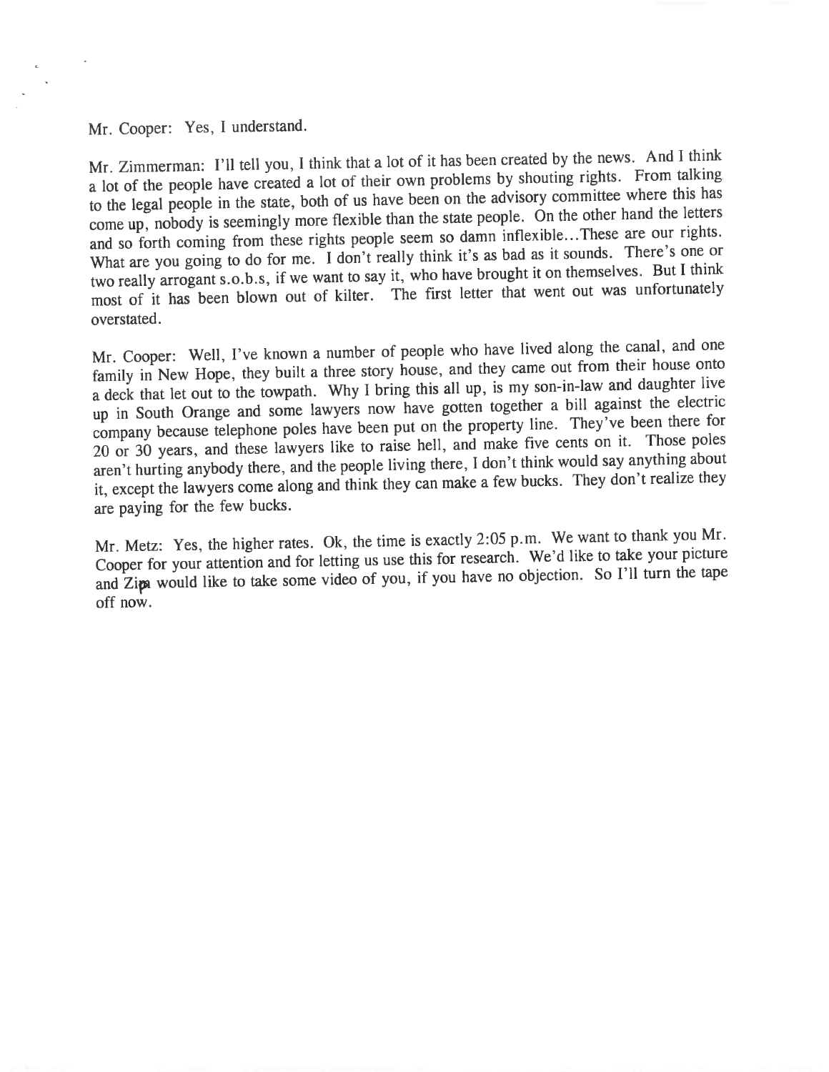Mr. Cooper: Yes, I understand.

Mr. Zimmerman: I'll tell you, I think that a lot of it has been created by the news. And I think a lot of the people have created a lot of their own problems by shouting rights. From talking to the legal people in the state, both of us have been on the advisory committee where this has come up, nobody is seemingly more flexible than the state people. On the other hand the letters and so forth coming from these rights people seem so damn inflexible...These are our rights. What are you going to do for me. I don't really think it's as bad as it sounds. There's one or two really arrogant s.o.b.s, if we want to say it, who have brought it on themselves. But I think most of it has been blown out of kilter. The first letter that went out was unfortunately overstated.

Mr. Cooper: Well, I've known a number of people who have lived along the canal, and one family in New Hope, they built a three story house, and they came out from their house onto a deck that let out to the towpath. Why I bring this all up, is my son-in-law and daughter live up in South Orange and some lawyers now have gotten together a bill against the electric company because telephone poles have been put on the property line. They've been there for 20 or 30 years, and these lawyers like to raise hell, and make five cents on it. Those poles aren't hurting anybody there, and the people living there, I don't think would say anything about it, except the lawyers come along and think they can make a few bucks. They don't realize they are paying for the few bucks.

Mr. Metz: Yes, the higher rates. Ok, the time is exactly 2:05 p.m. We want to thank you Mr. Cooper for your attention and for letting us use this for research. We'd like to take your picture and Zipa would like to take some video of you, if you have no objection. So I'll turn the tape off now.